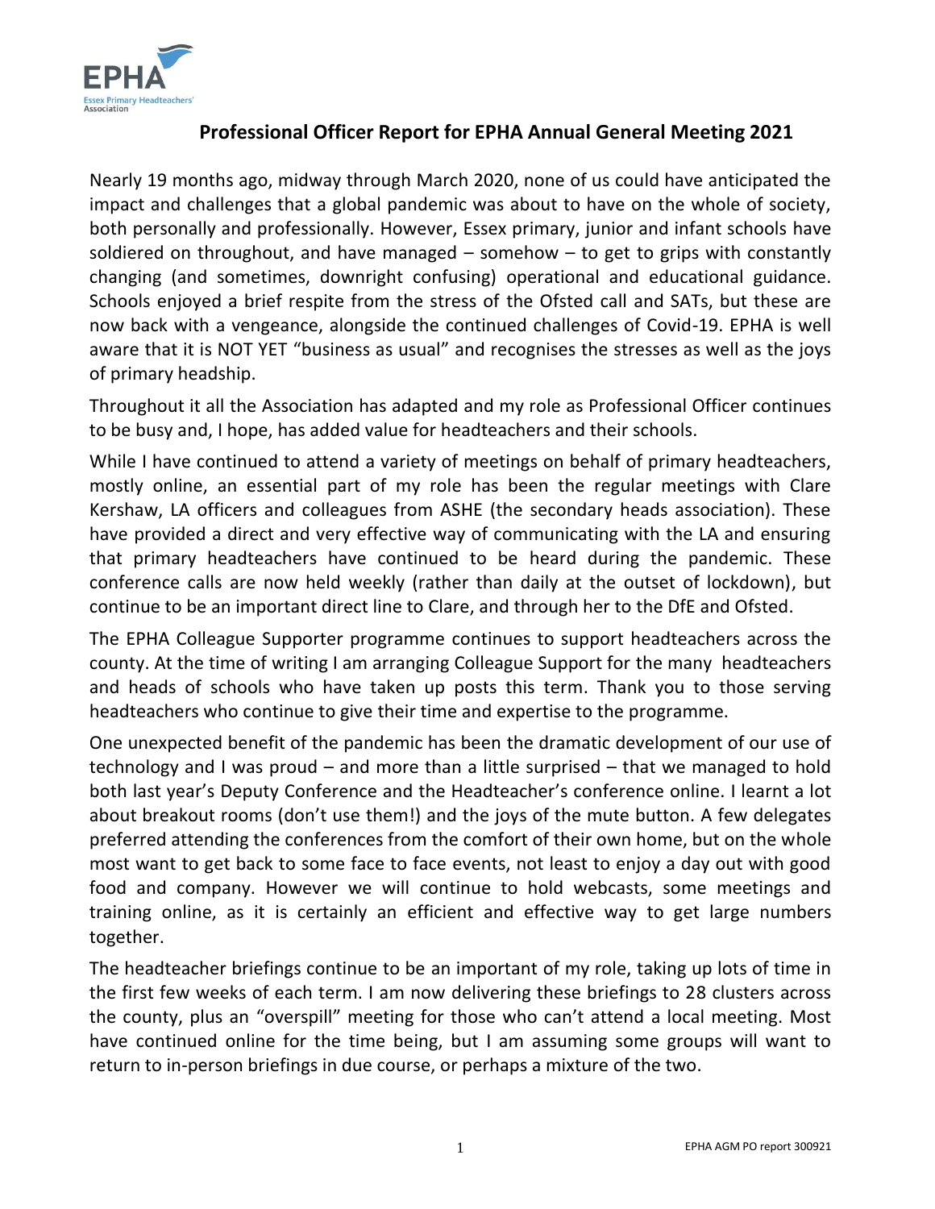## Professional Officer Report for EPHA Annual General Meeting 2021

Nearly 19 months ago, midway through March 2020, none of us could have anticipated the impact and challenges that a global pandemic was about to have on the whole of society, both personally and professionally. However, Essex primary, junior and infant schools have soldiered on throughout, and have managed – somehow – to get to grips with constantly changing (and sometimes, downright confusing) operational and educational guidance. Schools enjoyed a brief respite from the stress of the Ofsted call and SATs, but these are now back with a vengeance, alongside the continued challenges of Covid-19. EPHA is well aware that it is NOT YET "business as usual" and recognises the stresses as well as the joys of primary headship.

Throughout it all the Association has adapted and my role as Professional Officer continues to be busy and, I hope, has added value for headteachers and their schools.

While I have continued to attend a variety of meetings on behalf of primary headteachers, mostly online, an essential part of my role has been the regular meetings with Clare Kershaw, LA officers and colleagues from ASHE (the secondary heads association). These have provided a direct and very effective way of communicating with the LA and ensuring that primary headteachers have continued to be heard during the pandemic. These conference calls are now held weekly (rather than daily at the outset of lockdown), but continue to be an important direct line to Clare, and through her to the DfE and Ofsted.

The EPHA Colleague Supporter programme continues to support headteachers across the county. At the time of writing I am arranging Colleague Support for the many headteachers and heads of schools who have taken up posts this term. Thank you to those serving headteachers who continue to give their time and expertise to the programme.

One unexpected benefit of the pandemic has been the dramatic development of our use of technology and I was proud – and more than a little surprised – that we managed to hold both last year's Deputy Conference and the Headteacher's conference online. I learnt a lot about breakout rooms (don't use them!) and the joys of the mute button. A few delegates preferred attending the conferences from the comfort of their own home, but on the whole most want to get back to some face to face events, not least to enjoy a day out with good food and company. However we will continue to hold webcasts, some meetings and training online, as it is certainly an efficient and effective way to get large numbers together.

The headteacher briefings continue to be an important of my role, taking up lots of time in the first few weeks of each term. I am now delivering these briefings to 28 clusters across the county, plus an "overspill" meeting for those who can't attend a local meeting. Most have continued online for the time being, but I am assuming some groups will want to return to in-person briefings in due course, or perhaps a mixture of the two.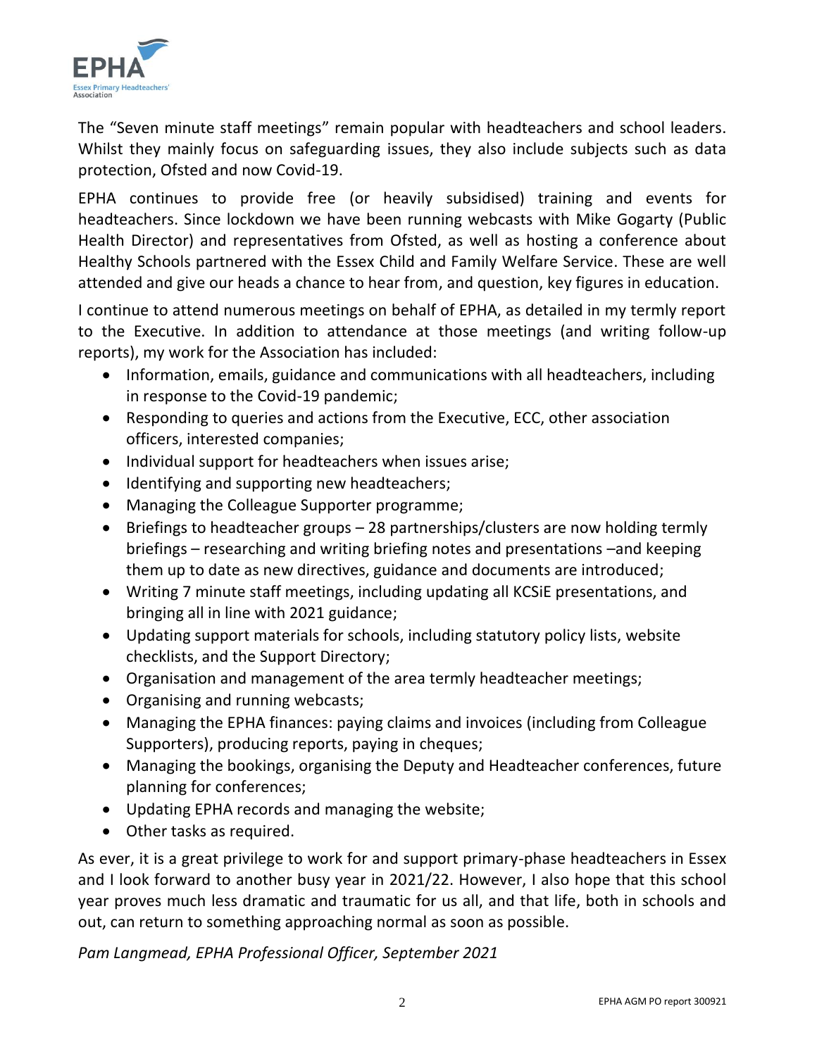The "Seven minute staff meetings" remain popular with headteachers and school leaders. Whilst they mainly focus on safeguarding issues, they also include subjects such as data protection, Ofsted and now Covid-19.

EPHA continues to provide free (or heavily subsidised) training and events for headteachers. Since lockdown we have been running webcasts with Mike Gogarty (Public Health Director) and representatives from Ofsted, as well as hosting a conference about Healthy Schools partnered with the Essex Child and Family Welfare Service. These are well attended and give our heads a chance to hear from, and question, key figures in education.

I continue to attend numerous meetings on behalf of EPHA, as detailed in my termly report to the Executive. In addition to attendance at those meetings (and writing follow-up reports), my work for the Association has included:

- Information, emails, guidance and communications with all headteachers, including in response to the Covid-19 pandemic;
- Responding to queries and actions from the Executive, ECC, other association officers, interested companies;
- Individual support for headteachers when issues arise;
- Identifying and supporting new headteachers;
- Managing the Colleague Supporter programme;
- Briefings to headteacher groups – 28 partnerships/clusters are now holding termly briefings – researching and writing briefing notes and presentations –and keeping them up to date as new directives, guidance and documents are introduced;
- Writing 7 minute staff meetings, including updating all KCSiE presentations, and bringing all in line with 2021 guidance;
- Updating support materials for schools, including statutory policy lists, website checklists, and the Support Directory;
- Organisation and management of the area termly headteacher meetings;
- Organising and running webcasts;
- Managing the EPHA finances: paying claims and invoices (including from Colleague Supporters), producing reports, paying in cheques;
- Managing the bookings, organising the Deputy and Headteacher conferences, future planning for conferences;
- Updating EPHA records and managing the website;
- Other tasks as required.

As ever, it is a great privilege to work for and support primary-phase headteachers in Essex and I look forward to another busy year in 2021/22. However, I also hope that this school year proves much less dramatic and traumatic for us all, and that life, both in schools and out, can return to something approaching normal as soon as possible.

*Pam Langmead, EPHA Professional Officer, September 2021*